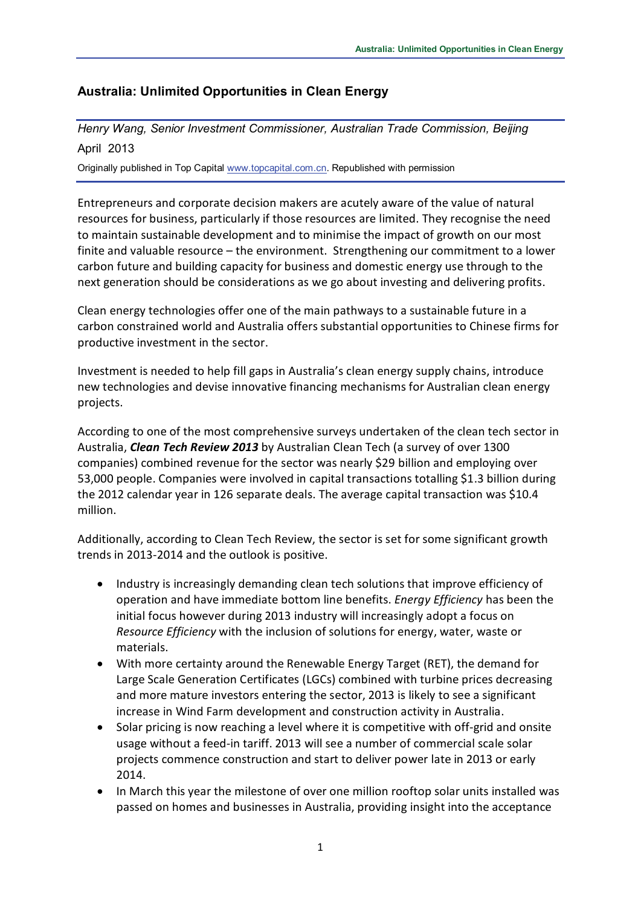# Australia: Unlimited Opportunities in Clean Energy

*Henry Wang, Senior Investment Commissioner, Australian Trade Commission, Beijing*

April 2013

Originally published in Top Capital www.topcapital.com.cn. Republished with permission

Entrepreneurs and corporate decision makers are acutely aware of the value of natural resources for business, particularly if those resources are limited. They recognise the need to maintain sustainable development and to minimise the impact of growth on our most finite and valuable resource – the environment. Strengthening our commitment to a lower carbon future and building capacity for business and domestic energy use through to the next generation should be considerations as we go about investing and delivering profits.

Clean energy technologies offer one of the main pathways to a sustainable future in a carbon constrained world and Australia offers substantial opportunities to Chinese firms for productive investment in the sector.

Investment is needed to help fill gaps in Australia's clean energy supply chains, introduce new technologies and devise innovative financing mechanisms for Australian clean energy projects.

According to one of the most comprehensive surveys undertaken of the clean tech sector in Australia, ***Clean Tech Review 2013*** by Australian Clean Tech (a survey of over 1300 companies) combined revenue for the sector was nearly $29 billion and employing over 53,000 people. Companies were involved in capital transactions totalling $1.3 billion during the 2012 calendar year in 126 separate deals. The average capital transaction was $10.4 million.

Additionally, according to Clean Tech Review, the sector is set for some significant growth trends in 2013-2014 and the outlook is positive.

- Industry is increasingly demanding clean tech solutions that improve efficiency of operation and have immediate bottom line benefits. *Energy Efficiency* has been the initial focus however during 2013 industry will increasingly adopt a focus on *Resource Efficiency* with the inclusion of solutions for energy, water, waste or materials.
- With more certainty around the Renewable Energy Target (RET), the demand for Large Scale Generation Certificates (LGCs) combined with turbine prices decreasing and more mature investors entering the sector, 2013 is likely to see a significant increase in Wind Farm development and construction activity in Australia.
- Solar pricing is now reaching a level where it is competitive with off-grid and onsite usage without a feed-in tariff. 2013 will see a number of commercial scale solar projects commence construction and start to deliver power late in 2013 or early 2014.
- In March this year the milestone of over one million rooftop solar units installed was passed on homes and businesses in Australia, providing insight into the acceptance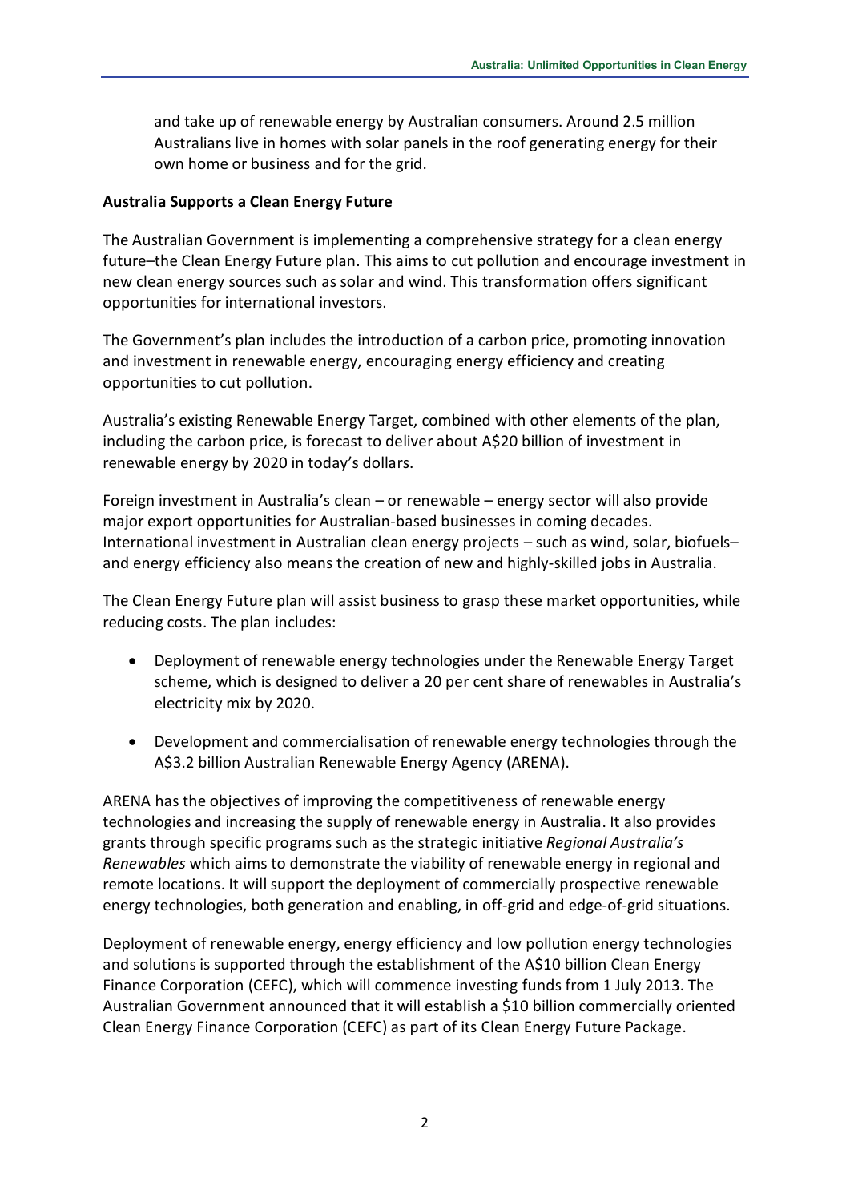and take up of renewable energy by Australian consumers. Around 2.5 million Australians live in homes with solar panels in the roof generating energy for their own home or business and for the grid.

**Australia Supports a Clean Energy Future**

The Australian Government is implementing a comprehensive strategy for a clean energy future–the Clean Energy Future plan. This aims to cut pollution and encourage investment in new clean energy sources such as solar and wind. This transformation offers significant opportunities for international investors.

The Government's plan includes the introduction of a carbon price, promoting innovation and investment in renewable energy, encouraging energy efficiency and creating opportunities to cut pollution.

Australia's existing Renewable Energy Target, combined with other elements of the plan, including the carbon price, is forecast to deliver about A$20 billion of investment in renewable energy by 2020 in today's dollars.

Foreign investment in Australia's clean – or renewable – energy sector will also provide major export opportunities for Australian-based businesses in coming decades. International investment in Australian clean energy projects – such as wind, solar, biofuels– and energy efficiency also means the creation of new and highly-skilled jobs in Australia.

The Clean Energy Future plan will assist business to grasp these market opportunities, while reducing costs. The plan includes:

- Deployment of renewable energy technologies under the Renewable Energy Target scheme, which is designed to deliver a 20 per cent share of renewables in Australia's electricity mix by 2020.
- Development and commercialisation of renewable energy technologies through the A$3.2 billion Australian Renewable Energy Agency (ARENA).

ARENA has the objectives of improving the competitiveness of renewable energy technologies and increasing the supply of renewable energy in Australia. It also provides grants through specific programs such as the strategic initiative *Regional Australia's Renewables* which aims to demonstrate the viability of renewable energy in regional and remote locations. It will support the deployment of commercially prospective renewable energy technologies, both generation and enabling, in off-grid and edge-of-grid situations.

Deployment of renewable energy, energy efficiency and low pollution energy technologies and solutions is supported through the establishment of the A$10 billion Clean Energy Finance Corporation (CEFC), which will commence investing funds from 1 July 2013. The Australian Government announced that it will establish a $10 billion commercially oriented Clean Energy Finance Corporation (CEFC) as part of its Clean Energy Future Package.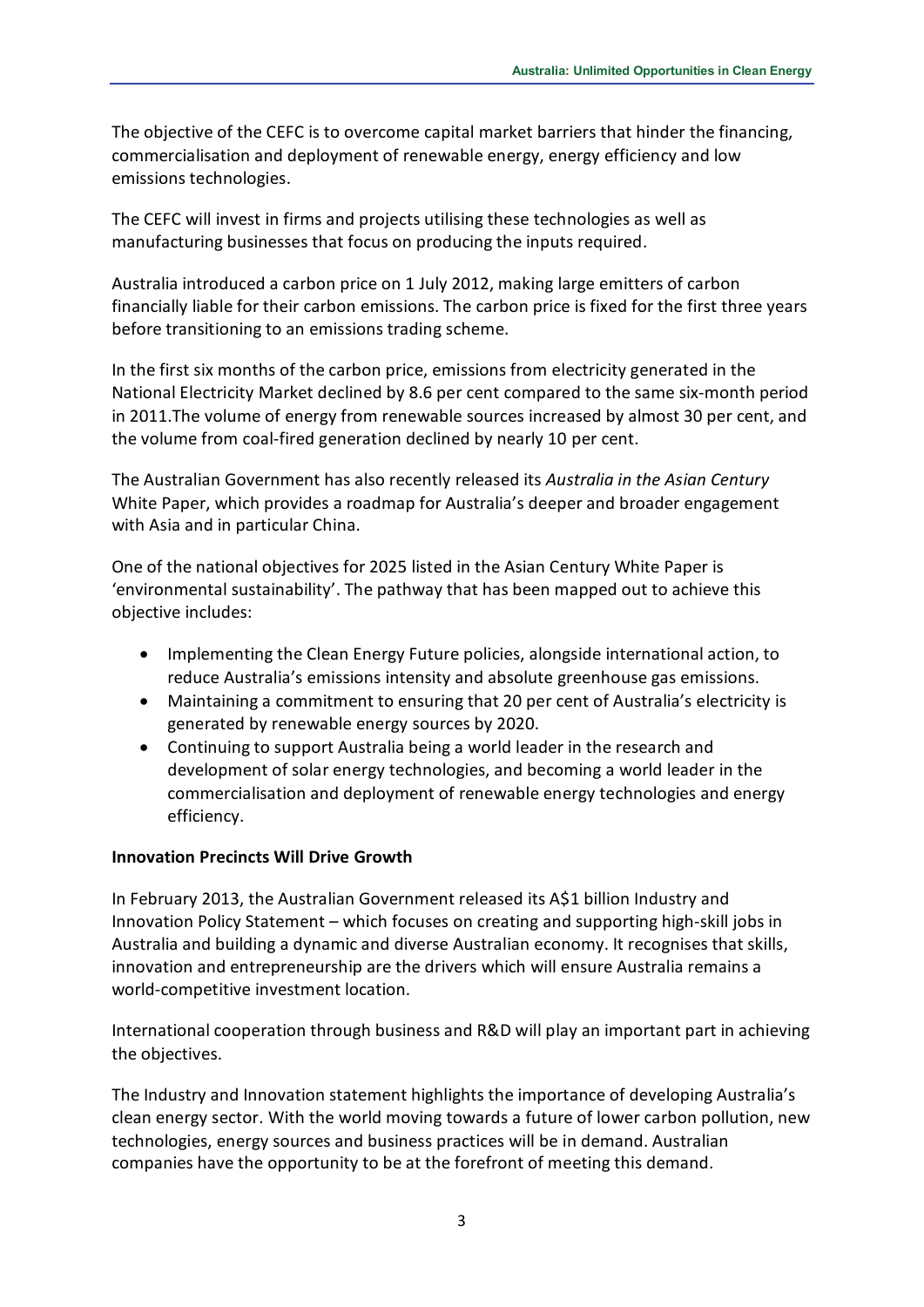The objective of the CEFC is to overcome capital market barriers that hinder the financing, commercialisation and deployment of renewable energy, energy efficiency and low emissions technologies.

The CEFC will invest in firms and projects utilising these technologies as well as manufacturing businesses that focus on producing the inputs required.

Australia introduced a carbon price on 1 July 2012, making large emitters of carbon financially liable for their carbon emissions. The carbon price is fixed for the first three years before transitioning to an emissions trading scheme.

In the first six months of the carbon price, emissions from electricity generated in the National Electricity Market declined by 8.6 per cent compared to the same six-month period in 2011.The volume of energy from renewable sources increased by almost 30 per cent, and the volume from coal-fired generation declined by nearly 10 per cent.

The Australian Government has also recently released its *Australia in the Asian Century* White Paper, which provides a roadmap for Australia's deeper and broader engagement with Asia and in particular China.

One of the national objectives for 2025 listed in the Asian Century White Paper is 'environmental sustainability'. The pathway that has been mapped out to achieve this objective includes:

- Implementing the Clean Energy Future policies, alongside international action, to reduce Australia's emissions intensity and absolute greenhouse gas emissions.
- Maintaining a commitment to ensuring that 20 per cent of Australia's electricity is generated by renewable energy sources by 2020.
- Continuing to support Australia being a world leader in the research and development of solar energy technologies, and becoming a world leader in the commercialisation and deployment of renewable energy technologies and energy efficiency.

**Innovation Precincts Will Drive Growth**

In February 2013, the Australian Government released its A$1 billion Industry and Innovation Policy Statement – which focuses on creating and supporting high-skill jobs in Australia and building a dynamic and diverse Australian economy. It recognises that skills, innovation and entrepreneurship are the drivers which will ensure Australia remains a world-competitive investment location.

International cooperation through business and R&D will play an important part in achieving the objectives.

The Industry and Innovation statement highlights the importance of developing Australia's clean energy sector. With the world moving towards a future of lower carbon pollution, new technologies, energy sources and business practices will be in demand. Australian companies have the opportunity to be at the forefront of meeting this demand.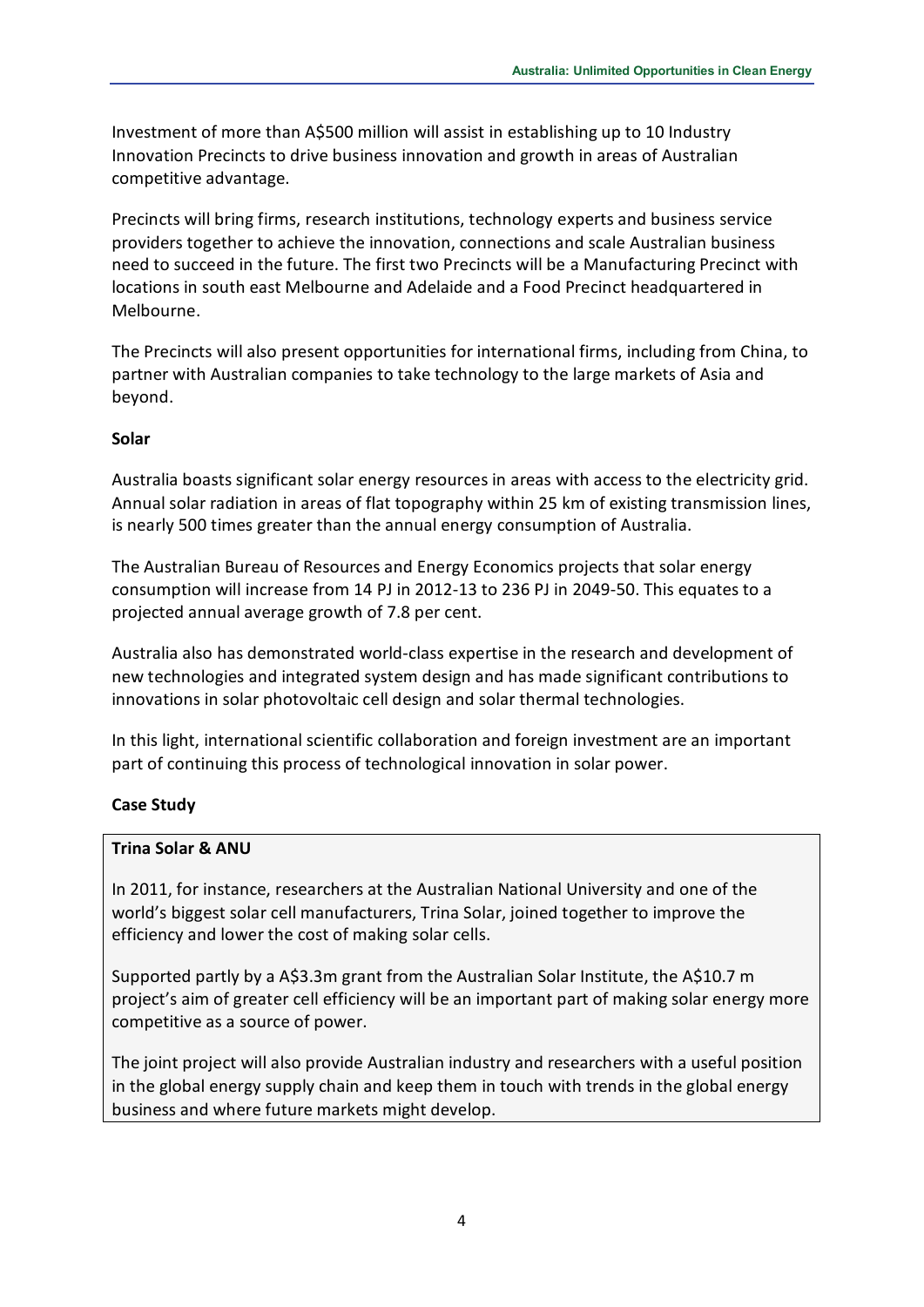Investment of more than A$500 million will assist in establishing up to 10 Industry Innovation Precincts to drive business innovation and growth in areas of Australian competitive advantage.

Precincts will bring firms, research institutions, technology experts and business service providers together to achieve the innovation, connections and scale Australian business need to succeed in the future. The first two Precincts will be a Manufacturing Precinct with locations in south east Melbourne and Adelaide and a Food Precinct headquartered in Melbourne.

The Precincts will also present opportunities for international firms, including from China, to partner with Australian companies to take technology to the large markets of Asia and beyond.

**Solar**

Australia boasts significant solar energy resources in areas with access to the electricity grid. Annual solar radiation in areas of flat topography within 25 km of existing transmission lines, is nearly 500 times greater than the annual energy consumption of Australia.

The Australian Bureau of Resources and Energy Economics projects that solar energy consumption will increase from 14 PJ in 2012-13 to 236 PJ in 2049-50. This equates to a projected annual average growth of 7.8 per cent.

Australia also has demonstrated world-class expertise in the research and development of new technologies and integrated system design and has made significant contributions to innovations in solar photovoltaic cell design and solar thermal technologies.

In this light, international scientific collaboration and foreign investment are an important part of continuing this process of technological innovation in solar power.

**Case Study**

**Trina Solar & ANU**

In 2011, for instance, researchers at the Australian National University and one of the world's biggest solar cell manufacturers, Trina Solar, joined together to improve the efficiency and lower the cost of making solar cells.

Supported partly by a A$3.3m grant from the Australian Solar Institute, the A$10.7 m project's aim of greater cell efficiency will be an important part of making solar energy more competitive as a source of power.

The joint project will also provide Australian industry and researchers with a useful position in the global energy supply chain and keep them in touch with trends in the global energy business and where future markets might develop.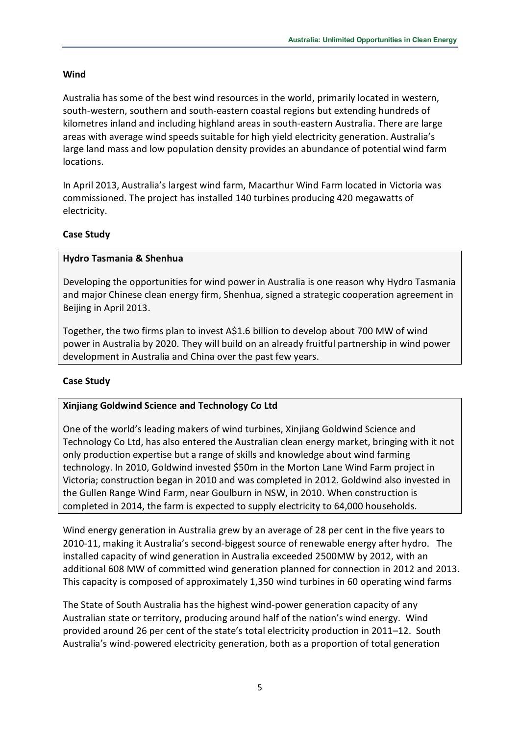**Wind**

Australia has some of the best wind resources in the world, primarily located in western, south-western, southern and south-eastern coastal regions but extending hundreds of kilometres inland and including highland areas in south-eastern Australia. There are large areas with average wind speeds suitable for high yield electricity generation. Australia's large land mass and low population density provides an abundance of potential wind farm locations.

In April 2013, Australia's largest wind farm, Macarthur Wind Farm located in Victoria was commissioned. The project has installed 140 turbines producing 420 megawatts of electricity.

**Case Study**

**Hydro Tasmania & Shenhua**

Developing the opportunities for wind power in Australia is one reason why Hydro Tasmania and major Chinese clean energy firm, Shenhua, signed a strategic cooperation agreement in Beijing in April 2013.

Together, the two firms plan to invest A$1.6 billion to develop about 700 MW of wind power in Australia by 2020. They will build on an already fruitful partnership in wind power development in Australia and China over the past few years.

**Case Study**

**Xinjiang Goldwind Science and Technology Co Ltd**

One of the world's leading makers of wind turbines, Xinjiang Goldwind Science and Technology Co Ltd, has also entered the Australian clean energy market, bringing with it not only production expertise but a range of skills and knowledge about wind farming technology. In 2010, Goldwind invested $50m in the Morton Lane Wind Farm project in Victoria; construction began in 2010 and was completed in 2012. Goldwind also invested in the Gullen Range Wind Farm, near Goulburn in NSW, in 2010. When construction is completed in 2014, the farm is expected to supply electricity to 64,000 households.

Wind energy generation in Australia grew by an average of 28 per cent in the five years to 2010-11, making it Australia's second-biggest source of renewable energy after hydro. The installed capacity of wind generation in Australia exceeded 2500MW by 2012, with an additional 608 MW of committed wind generation planned for connection in 2012 and 2013. This capacity is composed of approximately 1,350 wind turbines in 60 operating wind farms

The State of South Australia has the highest wind-power generation capacity of any Australian state or territory, producing around half of the nation's wind energy. Wind provided around 26 per cent of the state's total electricity production in 2011–12. South Australia's wind-powered electricity generation, both as a proportion of total generation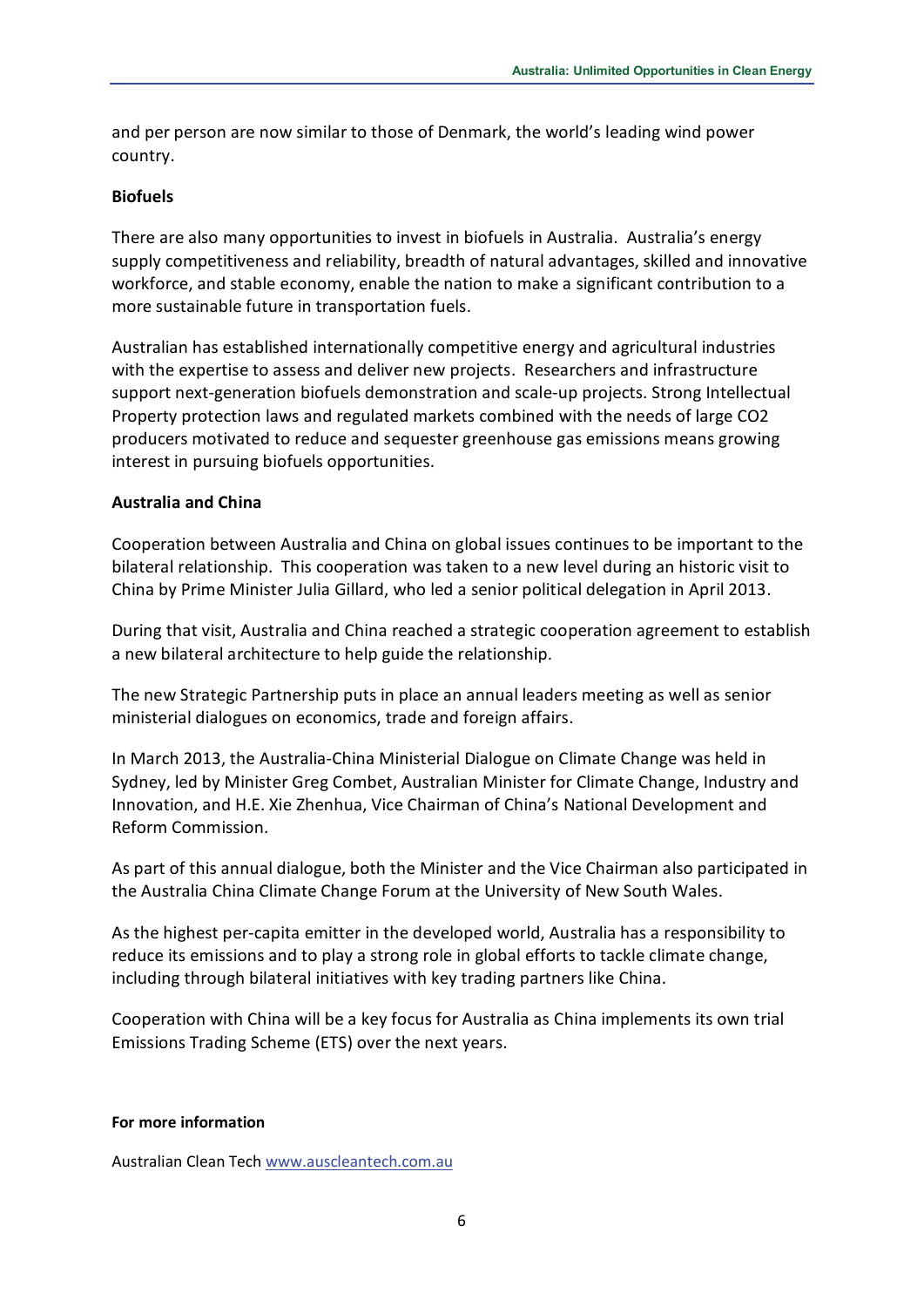and per person are now similar to those of Denmark, the world's leading wind power country.

**Biofuels**

There are also many opportunities to invest in biofuels in Australia. Australia's energy supply competitiveness and reliability, breadth of natural advantages, skilled and innovative workforce, and stable economy, enable the nation to make a significant contribution to a more sustainable future in transportation fuels.

Australian has established internationally competitive energy and agricultural industries with the expertise to assess and deliver new projects. Researchers and infrastructure support next-generation biofuels demonstration and scale-up projects. Strong Intellectual Property protection laws and regulated markets combined with the needs of large CO2 producers motivated to reduce and sequester greenhouse gas emissions means growing interest in pursuing biofuels opportunities.

**Australia and China**

Cooperation between Australia and China on global issues continues to be important to the bilateral relationship. This cooperation was taken to a new level during an historic visit to China by Prime Minister Julia Gillard, who led a senior political delegation in April 2013.

During that visit, Australia and China reached a strategic cooperation agreement to establish a new bilateral architecture to help guide the relationship.

The new Strategic Partnership puts in place an annual leaders meeting as well as senior ministerial dialogues on economics, trade and foreign affairs.

In March 2013, the Australia-China Ministerial Dialogue on Climate Change was held in Sydney, led by Minister Greg Combet, Australian Minister for Climate Change, Industry and Innovation, and H.E. Xie Zhenhua, Vice Chairman of China's National Development and Reform Commission.

As part of this annual dialogue, both the Minister and the Vice Chairman also participated in the Australia China Climate Change Forum at the University of New South Wales.

As the highest per-capita emitter in the developed world, Australia has a responsibility to reduce its emissions and to play a strong role in global efforts to tackle climate change, including through bilateral initiatives with key trading partners like China.

Cooperation with China will be a key focus for Australia as China implements its own trial Emissions Trading Scheme (ETS) over the next years.

**For more information**

Australian Clean Tech www.auscleantech.com.au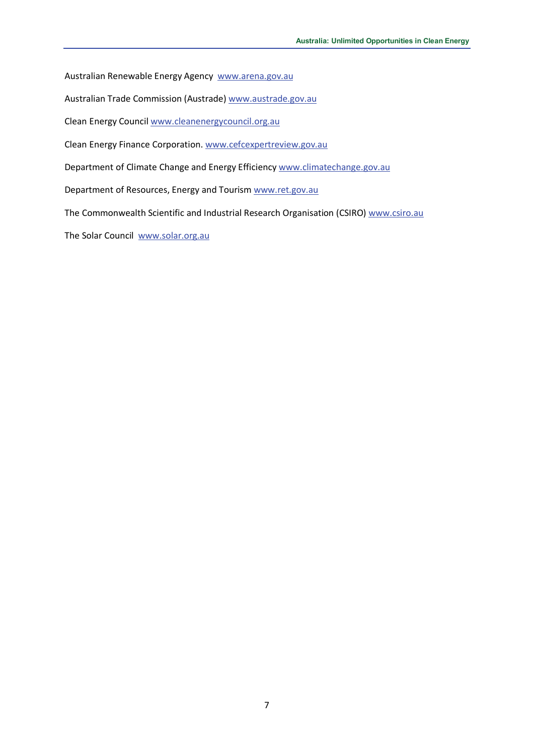Australian Renewable Energy Agency www.arena.gov.au

Australian Trade Commission (Austrade) www.austrade.gov.au

Clean Energy Council www.cleanenergycouncil.org.au

Clean Energy Finance Corporation. www.cefcexpertreview.gov.au

Department of Climate Change and Energy Efficiency www.climatechange.gov.au

Department of Resources, Energy and Tourism www.ret.gov.au

The Commonwealth Scientific and Industrial Research Organisation (CSIRO) www.csiro.au

The Solar Council www.solar.org.au